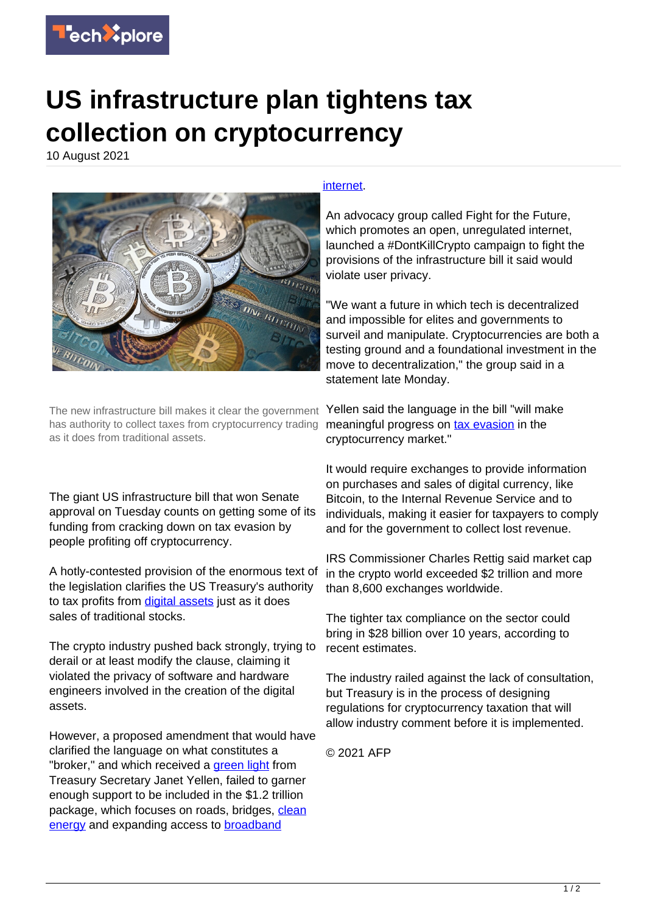# US infrastructure plan tightens tax collection on cryptocurrency

10 August 2021

The new infrastructure bill makes it clear the government has authority to collect taxes from cryptocurrency trading as it does from traditional assets.

The giant US infrastructure bill that won Senate approval on Tuesday counts on getting some of its funding from cracking down on tax evasion by people profiting off cryptocurrency.

A hotly-contested provision of the enormous text of the legislation clarifies the US Treasury's authority to tax profits from digital assets just as it does sales of traditional stocks.

The crypto industry pushed back strongly, trying to derail or at least modify the clause, claiming it violated the privacy of software and hardware engineers involved in the creation of the digital assets.

However, a proposed amendment that would have clarified the language on what constitutes a "broker," and which received a green light from Treasury Secretary Janet Yellen, failed to garner enough support to be included in the $1.2 trillion package, which focuses on roads, bridges, clean energy and expanding access to broadband internet.

An advocacy group called Fight for the Future, which promotes an open, unregulated internet, launched a #DontKillCrypto campaign to fight the provisions of the infrastructure bill it said would violate user privacy.

"We want a future in which tech is decentralized and impossible for elites and governments to surveil and manipulate. Cryptocurrencies are both a testing ground and a foundational investment in the move to decentralization," the group said in a statement late Monday.

Yellen said the language in the bill "will make meaningful progress on tax evasion in the cryptocurrency market."

It would require exchanges to provide information on purchases and sales of digital currency, like Bitcoin, to the Internal Revenue Service and to individuals, making it easier for taxpayers to comply and for the government to collect lost revenue.

IRS Commissioner Charles Rettig said market cap in the crypto world exceeded $2 trillion and more than 8,600 exchanges worldwide.

The tighter tax compliance on the sector could bring in $28 billion over 10 years, according to recent estimates.

The industry railed against the lack of consultation, but Treasury is in the process of designing regulations for cryptocurrency taxation that will allow industry comment before it is implemented.

© 2021 AFP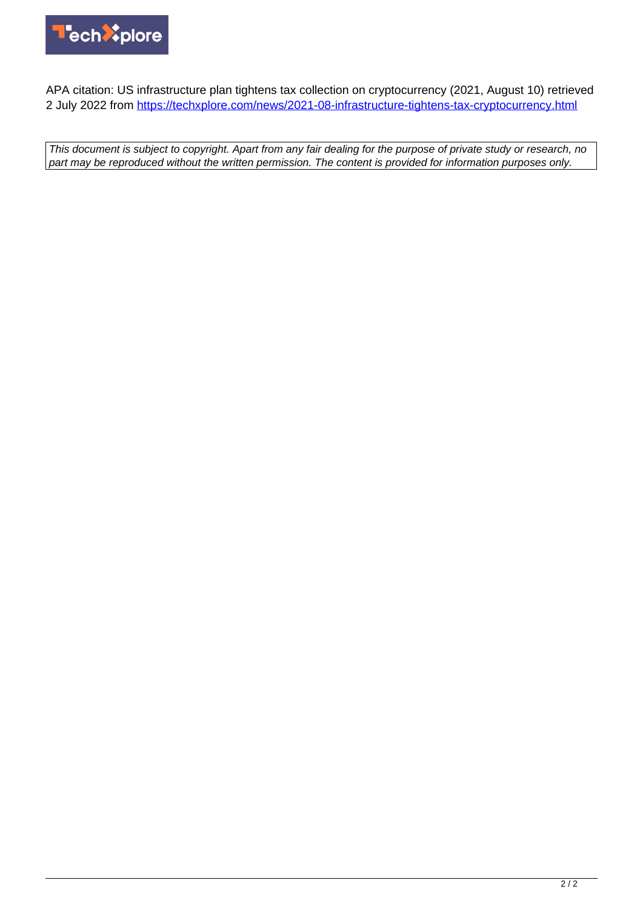APA citation: US infrastructure plan tightens tax collection on cryptocurrency (2021, August 10) retrieved 2 July 2022 from https://techxplore.com/news/2021-08-infrastructure-tightens-tax-cryptocurrency.html

*This document is subject to copyright. Apart from any fair dealing for the purpose of private study or research, no part may be reproduced without the written permission. The content is provided for information purposes only.*